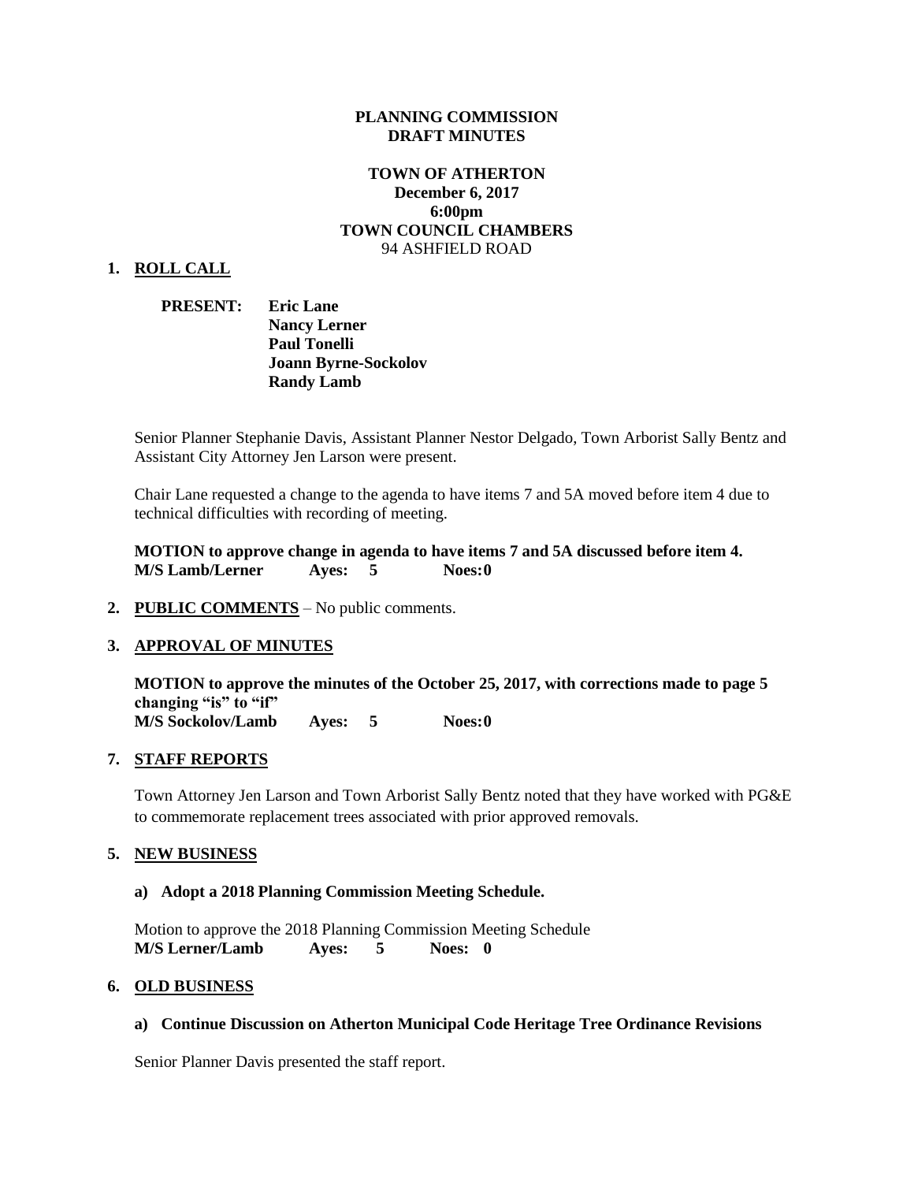**PLANNING COMMISSION**
**DRAFT MINUTES**

**TOWN OF ATHERTON**
**December 6, 2017**
**6:00pm**
**TOWN COUNCIL CHAMBERS**
94 ASHFIELD ROAD

## 1. ROLL CALL

**PRESENT:** **Eric Lane**
**Nancy Lerner**
**Paul Tonelli**
**Joann Byrne-Sockolov**
**Randy Lamb**

Senior Planner Stephanie Davis, Assistant Planner Nestor Delgado, Town Arborist Sally Bentz and Assistant City Attorney Jen Larson were present.

Chair Lane requested a change to the agenda to have items 7 and 5A moved before item 4 due to technical difficulties with recording of meeting.

**MOTION to approve change in agenda to have items 7 and 5A discussed before item 4.**
**M/S Lamb/Lerner Ayes: 5 Noes: 0**

## 2. PUBLIC COMMENTS – No public comments.

## 3. APPROVAL OF MINUTES

**MOTION to approve the minutes of the October 25, 2017, with corrections made to page 5 changing "is" to "if"**
**M/S Sockolov/Lamb Ayes: 5 Noes: 0**

## 7. STAFF REPORTS

Town Attorney Jen Larson and Town Arborist Sally Bentz noted that they have worked with PG&E to commemorate replacement trees associated with prior approved removals.

## 5. NEW BUSINESS

### a) Adopt a 2018 Planning Commission Meeting Schedule.

Motion to approve the 2018 Planning Commission Meeting Schedule
**M/S Lerner/Lamb Ayes: 5 Noes: 0**

## 6. OLD BUSINESS

### a) Continue Discussion on Atherton Municipal Code Heritage Tree Ordinance Revisions

Senior Planner Davis presented the staff report.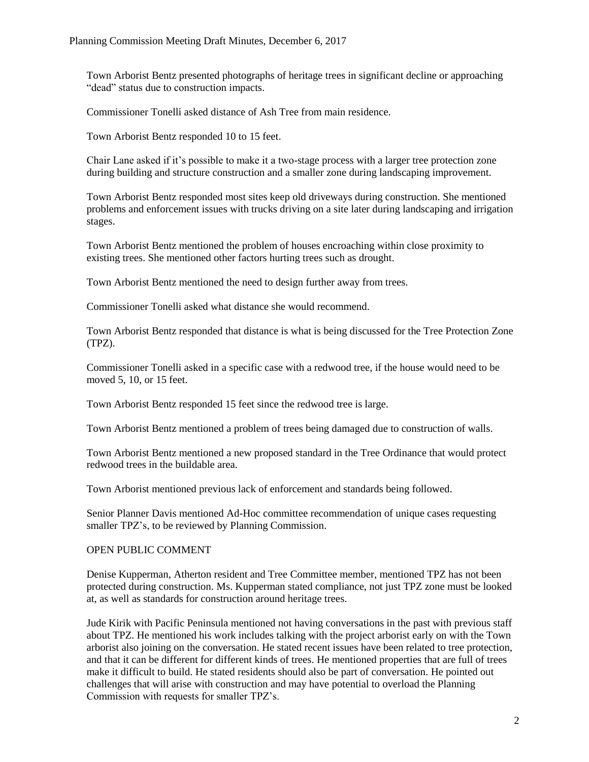Town Arborist Bentz presented photographs of heritage trees in significant decline or approaching "dead" status due to construction impacts.

Commissioner Tonelli asked distance of Ash Tree from main residence.

Town Arborist Bentz responded 10 to 15 feet.

Chair Lane asked if it's possible to make it a two-stage process with a larger tree protection zone during building and structure construction and a smaller zone during landscaping improvement.

Town Arborist Bentz responded most sites keep old driveways during construction. She mentioned problems and enforcement issues with trucks driving on a site later during landscaping and irrigation stages.

Town Arborist Bentz mentioned the problem of houses encroaching within close proximity to existing trees. She mentioned other factors hurting trees such as drought.

Town Arborist Bentz mentioned the need to design further away from trees.

Commissioner Tonelli asked what distance she would recommend.

Town Arborist Bentz responded that distance is what is being discussed for the Tree Protection Zone (TPZ).

Commissioner Tonelli asked in a specific case with a redwood tree, if the house would need to be moved 5, 10, or 15 feet.

Town Arborist Bentz responded 15 feet since the redwood tree is large.

Town Arborist Bentz mentioned a problem of trees being damaged due to construction of walls.

Town Arborist Bentz mentioned a new proposed standard in the Tree Ordinance that would protect redwood trees in the buildable area.

Town Arborist mentioned previous lack of enforcement and standards being followed.

Senior Planner Davis mentioned Ad-Hoc committee recommendation of unique cases requesting smaller TPZ's, to be reviewed by Planning Commission.

OPEN PUBLIC COMMENT

Denise Kupperman, Atherton resident and Tree Committee member, mentioned TPZ has not been protected during construction. Ms. Kupperman stated compliance, not just TPZ zone must be looked at, as well as standards for construction around heritage trees.

Jude Kirik with Pacific Peninsula mentioned not having conversations in the past with previous staff about TPZ. He mentioned his work includes talking with the project arborist early on with the Town arborist also joining on the conversation. He stated recent issues have been related to tree protection, and that it can be different for different kinds of trees. He mentioned properties that are full of trees make it difficult to build. He stated residents should also be part of conversation. He pointed out challenges that will arise with construction and may have potential to overload the Planning Commission with requests for smaller TPZ's.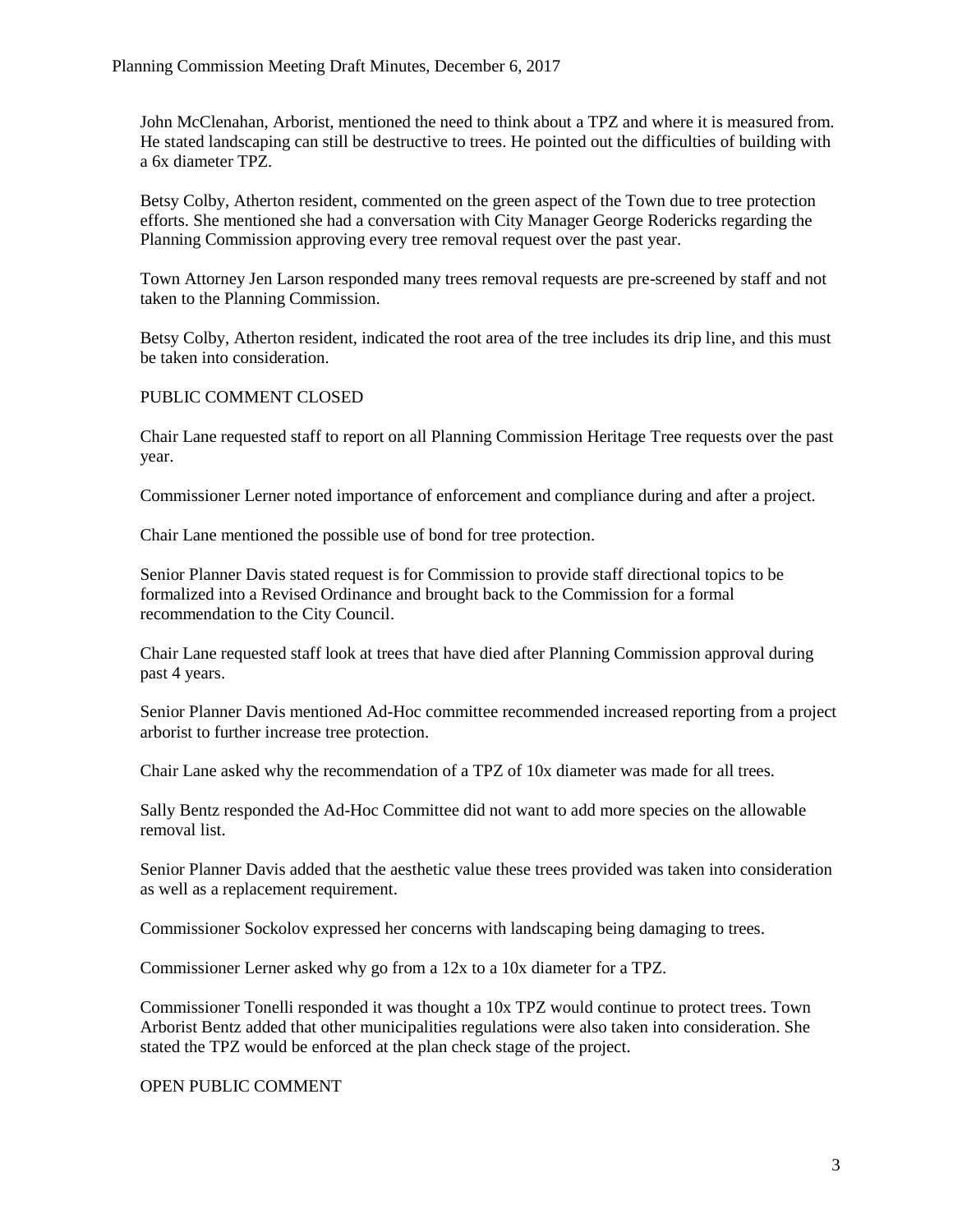John McClenahan, Arborist, mentioned the need to think about a TPZ and where it is measured from. He stated landscaping can still be destructive to trees. He pointed out the difficulties of building with a 6x diameter TPZ.

Betsy Colby, Atherton resident, commented on the green aspect of the Town due to tree protection efforts. She mentioned she had a conversation with City Manager George Rodericks regarding the Planning Commission approving every tree removal request over the past year.

Town Attorney Jen Larson responded many trees removal requests are pre-screened by staff and not taken to the Planning Commission.

Betsy Colby, Atherton resident, indicated the root area of the tree includes its drip line, and this must be taken into consideration.

PUBLIC COMMENT CLOSED

Chair Lane requested staff to report on all Planning Commission Heritage Tree requests over the past year.

Commissioner Lerner noted importance of enforcement and compliance during and after a project.

Chair Lane mentioned the possible use of bond for tree protection.

Senior Planner Davis stated request is for Commission to provide staff directional topics to be formalized into a Revised Ordinance and brought back to the Commission for a formal recommendation to the City Council.

Chair Lane requested staff look at trees that have died after Planning Commission approval during past 4 years.

Senior Planner Davis mentioned Ad-Hoc committee recommended increased reporting from a project arborist to further increase tree protection.

Chair Lane asked why the recommendation of a TPZ of 10x diameter was made for all trees.

Sally Bentz responded the Ad-Hoc Committee did not want to add more species on the allowable removal list.

Senior Planner Davis added that the aesthetic value these trees provided was taken into consideration as well as a replacement requirement.

Commissioner Sockolov expressed her concerns with landscaping being damaging to trees.

Commissioner Lerner asked why go from a 12x to a 10x diameter for a TPZ.

Commissioner Tonelli responded it was thought a 10x TPZ would continue to protect trees. Town Arborist Bentz added that other municipalities regulations were also taken into consideration. She stated the TPZ would be enforced at the plan check stage of the project.

OPEN PUBLIC COMMENT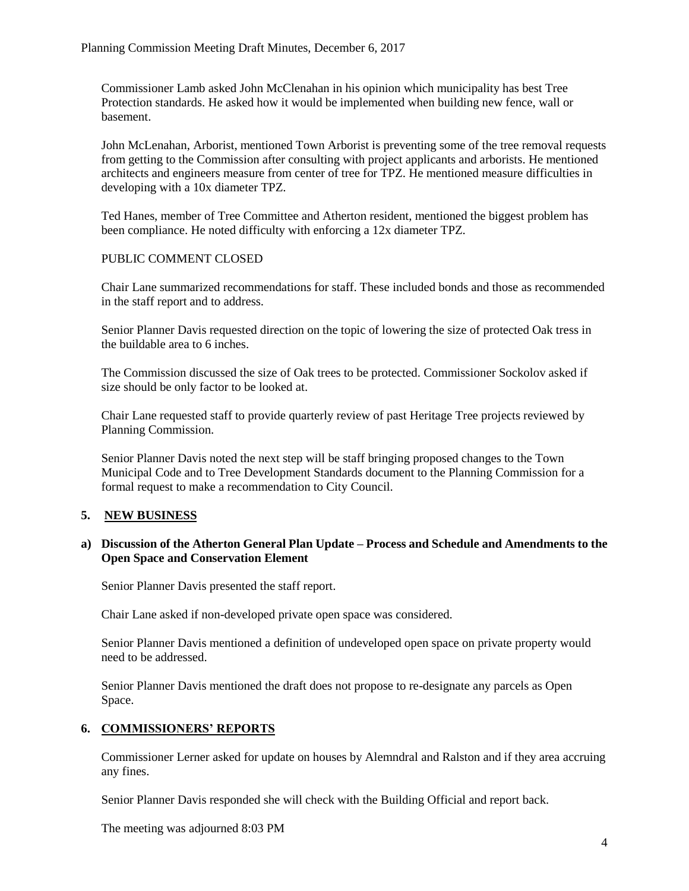Commissioner Lamb asked John McClenahan in his opinion which municipality has best Tree Protection standards. He asked how it would be implemented when building new fence, wall or basement.

John McLenahan, Arborist, mentioned Town Arborist is preventing some of the tree removal requests from getting to the Commission after consulting with project applicants and arborists. He mentioned architects and engineers measure from center of tree for TPZ. He mentioned measure difficulties in developing with a 10x diameter TPZ.

Ted Hanes, member of Tree Committee and Atherton resident, mentioned the biggest problem has been compliance. He noted difficulty with enforcing a 12x diameter TPZ.

PUBLIC COMMENT CLOSED

Chair Lane summarized recommendations for staff. These included bonds and those as recommended in the staff report and to address.

Senior Planner Davis requested direction on the topic of lowering the size of protected Oak tress in the buildable area to 6 inches.

The Commission discussed the size of Oak trees to be protected. Commissioner Sockolov asked if size should be only factor to be looked at.

Chair Lane requested staff to provide quarterly review of past Heritage Tree projects reviewed by Planning Commission.

Senior Planner Davis noted the next step will be staff bringing proposed changes to the Town Municipal Code and to Tree Development Standards document to the Planning Commission for a formal request to make a recommendation to City Council.

## 5. NEW BUSINESS

**a) Discussion of the Atherton General Plan Update – Process and Schedule and Amendments to the Open Space and Conservation Element**

Senior Planner Davis presented the staff report.

Chair Lane asked if non-developed private open space was considered.

Senior Planner Davis mentioned a definition of undeveloped open space on private property would need to be addressed.

Senior Planner Davis mentioned the draft does not propose to re-designate any parcels as Open Space.

## 6. COMMISSIONERS' REPORTS

Commissioner Lerner asked for update on houses by Alemndral and Ralston and if they area accruing any fines.

Senior Planner Davis responded she will check with the Building Official and report back.

The meeting was adjourned 8:03 PM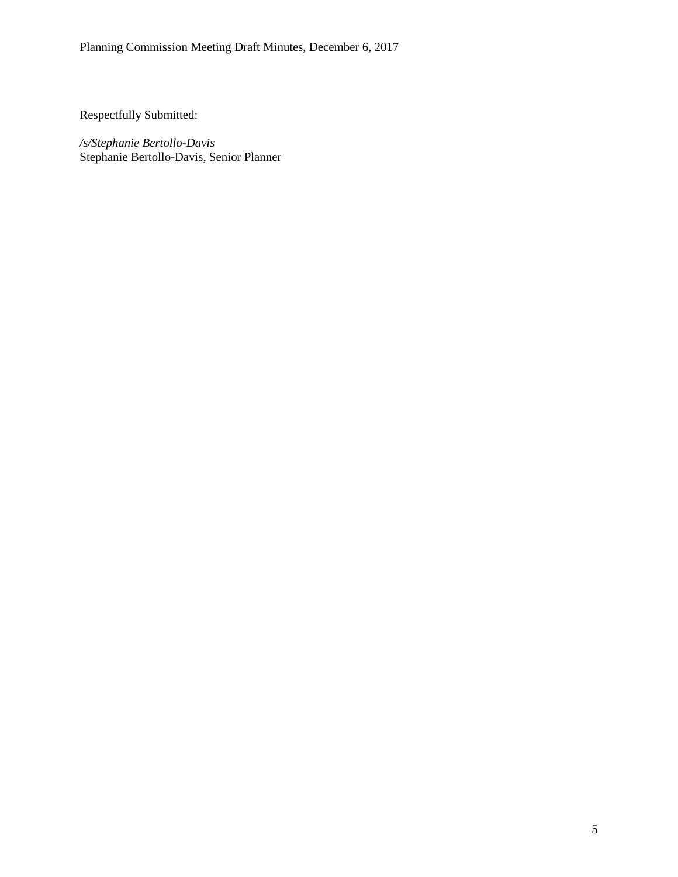Respectfully Submitted:

*/s/Stephanie Bertollo-Davis*
Stephanie Bertollo-Davis, Senior Planner